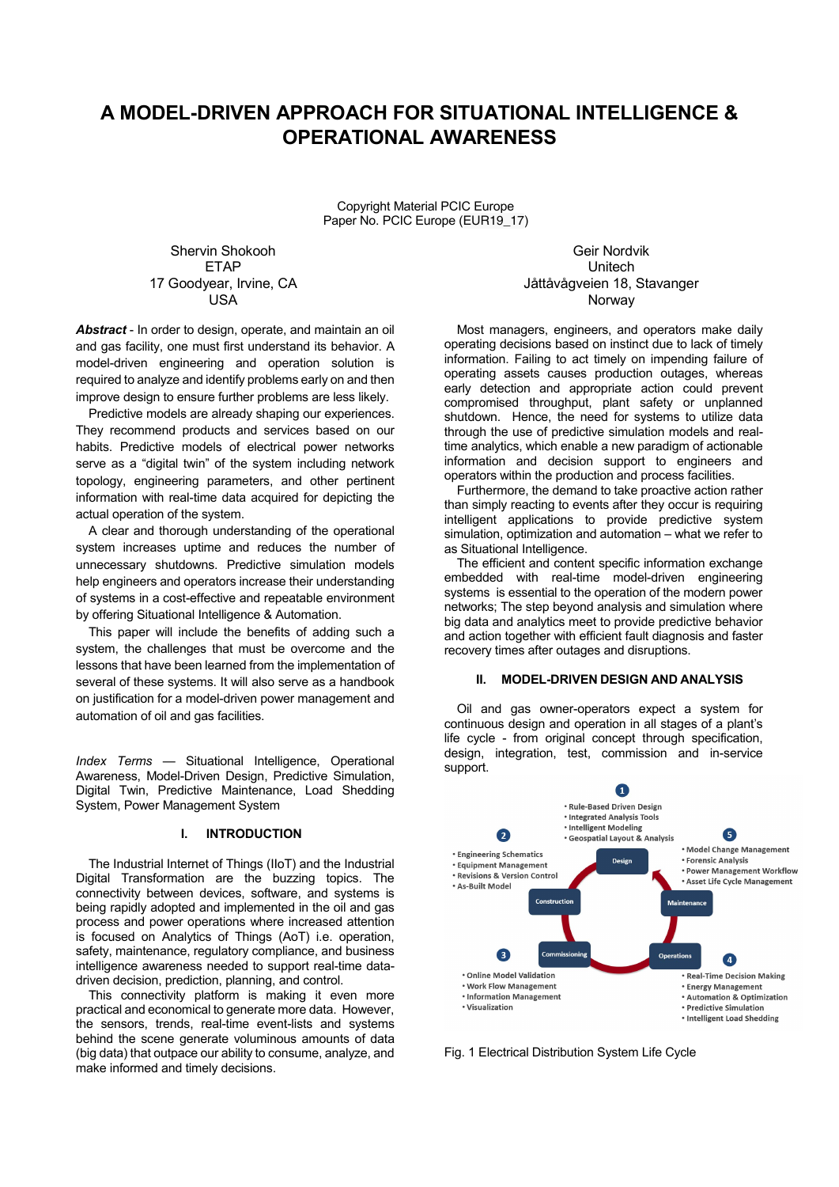# A MODEL-DRIVEN APPROACH FOR SITUATIONAL INTELLIGENCE & OPERATIONAL AWARENESS

Copyright Material PCIC Europe
Paper No. PCIC Europe (EUR19_17)

Shervin Shokooh
ETAP
17 Goodyear, Irvine, CA
USA

Geir Nordvik
Unitech
Jåttåvågveien 18, Stavanger
Norway

***Abstract*** - In order to design, operate, and maintain an oil and gas facility, one must first understand its behavior. A model-driven engineering and operation solution is required to analyze and identify problems early on and then improve design to ensure further problems are less likely.

Predictive models are already shaping our experiences. They recommend products and services based on our habits. Predictive models of electrical power networks serve as a "digital twin" of the system including network topology, engineering parameters, and other pertinent information with real-time data acquired for depicting the actual operation of the system.

A clear and thorough understanding of the operational system increases uptime and reduces the number of unnecessary shutdowns. Predictive simulation models help engineers and operators increase their understanding of systems in a cost-effective and repeatable environment by offering Situational Intelligence & Automation.

This paper will include the benefits of adding such a system, the challenges that must be overcome and the lessons that have been learned from the implementation of several of these systems. It will also serve as a handbook on justification for a model-driven power management and automation of oil and gas facilities.

*Index Terms* — Situational Intelligence, Operational Awareness, Model-Driven Design, Predictive Simulation, Digital Twin, Predictive Maintenance, Load Shedding System, Power Management System

## I. INTRODUCTION

The Industrial Internet of Things (IIoT) and the Industrial Digital Transformation are the buzzing topics. The connectivity between devices, software, and systems is being rapidly adopted and implemented in the oil and gas process and power operations where increased attention is focused on Analytics of Things (AoT) i.e. operation, safety, maintenance, regulatory compliance, and business intelligence awareness needed to support real-time data-driven decision, prediction, planning, and control.

This connectivity platform is making it even more practical and economical to generate more data. However, the sensors, trends, real-time event-lists and systems behind the scene generate voluminous amounts of data (big data) that outpace our ability to consume, analyze, and make informed and timely decisions.

Most managers, engineers, and operators make daily operating decisions based on instinct due to lack of timely information. Failing to act timely on impending failure of operating assets causes production outages, whereas early detection and appropriate action could prevent compromised throughput, plant safety or unplanned shutdown. Hence, the need for systems to utilize data through the use of predictive simulation models and real-time analytics, which enable a new paradigm of actionable information and decision support to engineers and operators within the production and process facilities.

Furthermore, the demand to take proactive action rather than simply reacting to events after they occur is requiring intelligent applications to provide predictive system simulation, optimization and automation – what we refer to as Situational Intelligence.

The efficient and content specific information exchange embedded with real-time model-driven engineering systems is essential to the operation of the modern power networks; The step beyond analysis and simulation where big data and analytics meet to provide predictive behavior and action together with efficient fault diagnosis and faster recovery times after outages and disruptions.

## II. MODEL-DRIVEN DESIGN AND ANALYSIS

Oil and gas owner-operators expect a system for continuous design and operation in all stages of a plant's life cycle - from original concept through specification, design, integration, test, commission and in-service support.

1. Design
   - Rule-Based Driven Design
   - Integrated Analysis Tools
   - Intelligent Modeling
   - Geospatial Layout & Analysis
2. Construction
   - Engineering Schematics
   - Equipment Management
   - Revisions & Version Control
   - As-Built Model
3. Commissioning
   - Online Model Validation
   - Work Flow Management
   - Information Management
   - Visualization
4. Operations
   - Real-Time Decision Making
   - Energy Management
   - Automation & Optimization
   - Predictive Simulation
   - Intelligent Load Shedding
5. Maintenance
   - Model Change Management
   - Forensic Analysis
   - Power Management Workflow
   - Asset Life Cycle Management

Fig. 1 Electrical Distribution System Life Cycle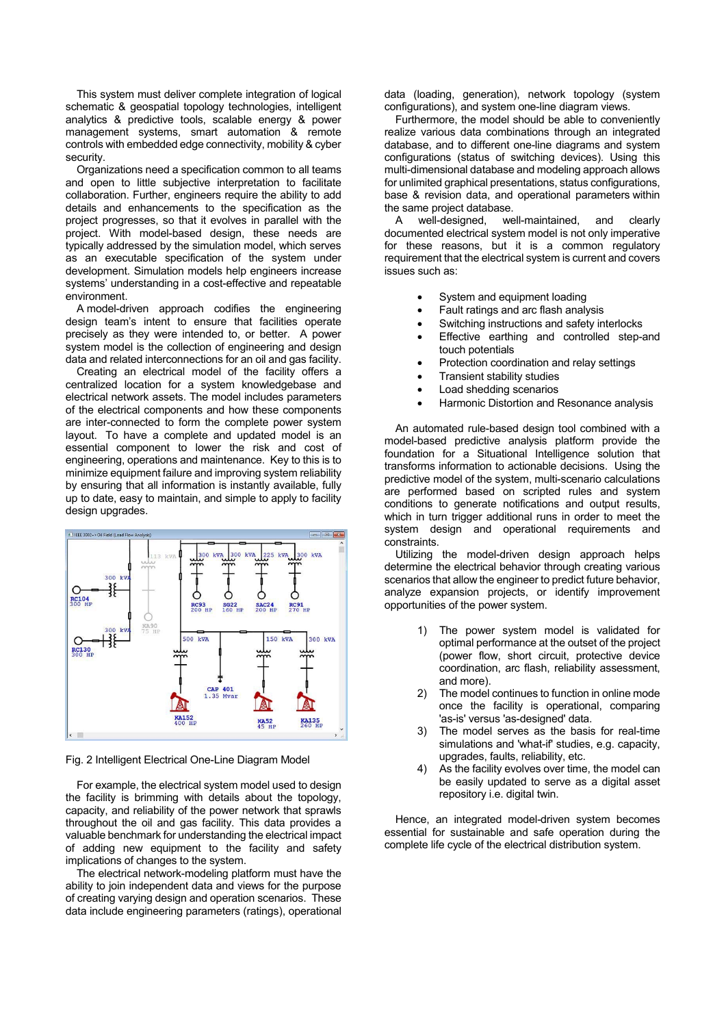This system must deliver complete integration of logical schematic & geospatial topology technologies, intelligent analytics & predictive tools, scalable energy & power management systems, smart automation & remote controls with embedded edge connectivity, mobility & cyber security.

Organizations need a specification common to all teams and open to little subjective interpretation to facilitate collaboration. Further, engineers require the ability to add details and enhancements to the specification as the project progresses, so that it evolves in parallel with the project. With model-based design, these needs are typically addressed by the simulation model, which serves as an executable specification of the system under development. Simulation models help engineers increase systems' understanding in a cost-effective and repeatable environment.

A model-driven approach codifies the engineering design team's intent to ensure that facilities operate precisely as they were intended to, or better. A power system model is the collection of engineering and design data and related interconnections for an oil and gas facility.

Creating an electrical model of the facility offers a centralized location for a system knowledgebase and electrical network assets. The model includes parameters of the electrical components and how these components are inter-connected to form the complete power system layout. To have a complete and updated model is an essential component to lower the risk and cost of engineering, operations and maintenance. Key to this is to minimize equipment failure and improving system reliability by ensuring that all information is instantly available, fully up to date, easy to maintain, and simple to apply to facility design upgrades.

Fig. 2 Intelligent Electrical One-Line Diagram Model

For example, the electrical system model used to design the facility is brimming with details about the topology, capacity, and reliability of the power network that sprawls throughout the oil and gas facility. This data provides a valuable benchmark for understanding the electrical impact of adding new equipment to the facility and safety implications of changes to the system.

The electrical network-modeling platform must have the ability to join independent data and views for the purpose of creating varying design and operation scenarios. These data include engineering parameters (ratings), operational data (loading, generation), network topology (system configurations), and system one-line diagram views.

Furthermore, the model should be able to conveniently realize various data combinations through an integrated database, and to different one-line diagrams and system configurations (status of switching devices). Using this multi-dimensional database and modeling approach allows for unlimited graphical presentations, status configurations, base & revision data, and operational parameters within the same project database.

A well-designed, well-maintained, and clearly documented electrical system model is not only imperative for these reasons, but it is a common regulatory requirement that the electrical system is current and covers issues such as:

- System and equipment loading
- Fault ratings and arc flash analysis
- Switching instructions and safety interlocks
- Effective earthing and controlled step-and touch potentials
- Protection coordination and relay settings
- Transient stability studies
- Load shedding scenarios
- Harmonic Distortion and Resonance analysis

An automated rule-based design tool combined with a model-based predictive analysis platform provide the foundation for a Situational Intelligence solution that transforms information to actionable decisions. Using the predictive model of the system, multi-scenario calculations are performed based on scripted rules and system conditions to generate notifications and output results, which in turn trigger additional runs in order to meet the system design and operational requirements and constraints.

Utilizing the model-driven design approach helps determine the electrical behavior through creating various scenarios that allow the engineer to predict future behavior, analyze expansion projects, or identify improvement opportunities of the power system.

1) The power system model is validated for optimal performance at the outset of the project (power flow, short circuit, protective device coordination, arc flash, reliability assessment, and more).
2) The model continues to function in online mode once the facility is operational, comparing 'as-is' versus 'as-designed' data.
3) The model serves as the basis for real-time simulations and 'what-if' studies, e.g. capacity, upgrades, faults, reliability, etc.
4) As the facility evolves over time, the model can be easily updated to serve as a digital asset repository i.e. digital twin.

Hence, an integrated model-driven system becomes essential for sustainable and safe operation during the complete life cycle of the electrical distribution system.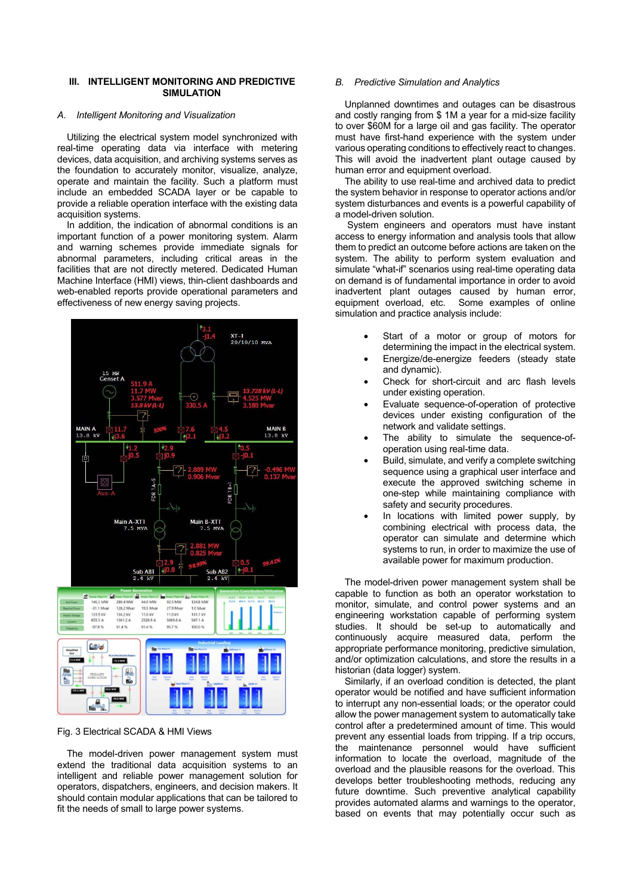## III. INTELLIGENT MONITORING AND PREDICTIVE SIMULATION

### A. *Intelligent Monitoring and Visualization*

Utilizing the electrical system model synchronized with real-time operating data via interface with metering devices, data acquisition, and archiving systems serves as the foundation to accurately monitor, visualize, analyze, operate and maintain the facility. Such a platform must include an embedded SCADA layer or be capable to provide a reliable operation interface with the existing data acquisition systems.

In addition, the indication of abnormal conditions is an important function of a power monitoring system. Alarm and warning schemes provide immediate signals for abnormal parameters, including critical areas in the facilities that are not directly metered. Dedicated Human Machine Interface (HMI) views, thin-client dashboards and web-enabled reports provide operational parameters and effectiveness of new energy saving projects.

Fig. 3 Electrical SCADA & HMI Views

The model-driven power management system must extend the traditional data acquisition systems to an intelligent and reliable power management solution for operators, dispatchers, engineers, and decision makers. It should contain modular applications that can be tailored to fit the needs of small to large power systems.

### B. *Predictive Simulation and Analytics*

Unplanned downtimes and outages can be disastrous and costly ranging from $ 1M a year for a mid-size facility to over $60M for a large oil and gas facility. The operator must have first-hand experience with the system under various operating conditions to effectively react to changes. This will avoid the inadvertent plant outage caused by human error and equipment overload.

The ability to use real-time and archived data to predict the system behavior in response to operator actions and/or system disturbances and events is a powerful capability of a model-driven solution.

System engineers and operators must have instant access to energy information and analysis tools that allow them to predict an outcome before actions are taken on the system. The ability to perform system evaluation and simulate "what-if" scenarios using real-time operating data on demand is of fundamental importance in order to avoid inadvertent plant outages caused by human error, equipment overload, etc. Some examples of online simulation and practice analysis include:

- Start of a motor or group of motors for determining the impact in the electrical system.
- Energize/de-energize feeders (steady state and dynamic).
- Check for short-circuit and arc flash levels under existing operation.
- Evaluate sequence-of-operation of protective devices under existing configuration of the network and validate settings.
- The ability to simulate the sequence-of-operation using real-time data.
- Build, simulate, and verify a complete switching sequence using a graphical user interface and execute the approved switching scheme in one-step while maintaining compliance with safety and security procedures.
- In locations with limited power supply, by combining electrical with process data, the operator can simulate and determine which systems to run, in order to maximize the use of available power for maximum production.

The model-driven power management system shall be capable to function as both an operator workstation to monitor, simulate, and control power systems and an engineering workstation capable of performing system studies. It should be set-up to automatically and continuously acquire measured data, perform the appropriate performance monitoring, predictive simulation, and/or optimization calculations, and store the results in a historian (data logger) system.

Similarly, if an overload condition is detected, the plant operator would be notified and have sufficient information to interrupt any non-essential loads; or the operator could allow the power management system to automatically take control after a predetermined amount of time. This would prevent any essential loads from tripping. If a trip occurs, the maintenance personnel would have sufficient information to locate the overload, magnitude of the overload and the plausible reasons for the overload. This develops better troubleshooting methods, reducing any future downtime. Such preventive analytical capability provides automated alarms and warnings to the operator, based on events that may potentially occur such as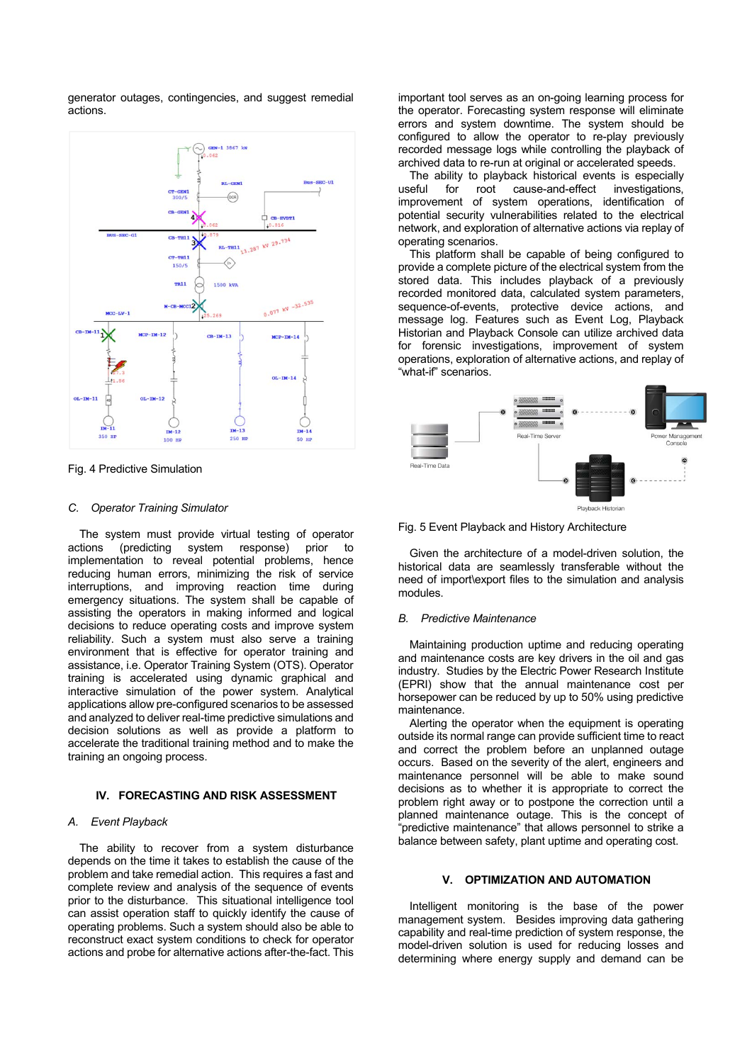generator outages, contingencies, and suggest remedial actions.

Fig. 4 Predictive Simulation

### C. Operator Training Simulator

The system must provide virtual testing of operator actions (predicting system response) prior to implementation to reveal potential problems, hence reducing human errors, minimizing the risk of service interruptions, and improving reaction time during emergency situations. The system shall be capable of assisting the operators in making informed and logical decisions to reduce operating costs and improve system reliability. Such a system must also serve a training environment that is effective for operator training and assistance, i.e. Operator Training System (OTS). Operator training is accelerated using dynamic graphical and interactive simulation of the power system. Analytical applications allow pre-configured scenarios to be assessed and analyzed to deliver real-time predictive simulations and decision solutions as well as provide a platform to accelerate the traditional training method and to make the training an ongoing process.

## IV. FORECASTING AND RISK ASSESSMENT

### A. Event Playback

The ability to recover from a system disturbance depends on the time it takes to establish the cause of the problem and take remedial action. This requires a fast and complete review and analysis of the sequence of events prior to the disturbance. This situational intelligence tool can assist operation staff to quickly identify the cause of operating problems. Such a system should also be able to reconstruct exact system conditions to check for operator actions and probe for alternative actions after-the-fact. This important tool serves as an on-going learning process for the operator. Forecasting system response will eliminate errors and system downtime. The system should be configured to allow the operator to re-play previously recorded message logs while controlling the playback of archived data to re-run at original or accelerated speeds.

The ability to playback historical events is especially useful for root cause-and-effect investigations, improvement of system operations, identification of potential security vulnerabilities related to the electrical network, and exploration of alternative actions via replay of operating scenarios.

This platform shall be capable of being configured to provide a complete picture of the electrical system from the stored data. This includes playback of a previously recorded monitored data, calculated system parameters, sequence-of-events, protective device actions, and message log. Features such as Event Log, Playback Historian and Playback Console can utilize archived data for forensic investigations, improvement of system operations, exploration of alternative actions, and replay of "what-if" scenarios.

Fig. 5 Event Playback and History Architecture

Given the architecture of a model-driven solution, the historical data are seamlessly transferable without the need of import\export files to the simulation and analysis modules.

### B. Predictive Maintenance

Maintaining production uptime and reducing operating and maintenance costs are key drivers in the oil and gas industry. Studies by the Electric Power Research Institute (EPRI) show that the annual maintenance cost per horsepower can be reduced by up to 50% using predictive maintenance.

Alerting the operator when the equipment is operating outside its normal range can provide sufficient time to react and correct the problem before an unplanned outage occurs. Based on the severity of the alert, engineers and maintenance personnel will be able to make sound decisions as to whether it is appropriate to correct the problem right away or to postpone the correction until a planned maintenance outage. This is the concept of "predictive maintenance" that allows personnel to strike a balance between safety, plant uptime and operating cost.

## V. OPTIMIZATION AND AUTOMATION

Intelligent monitoring is the base of the power management system. Besides improving data gathering capability and real-time prediction of system response, the model-driven solution is used for reducing losses and determining where energy supply and demand can be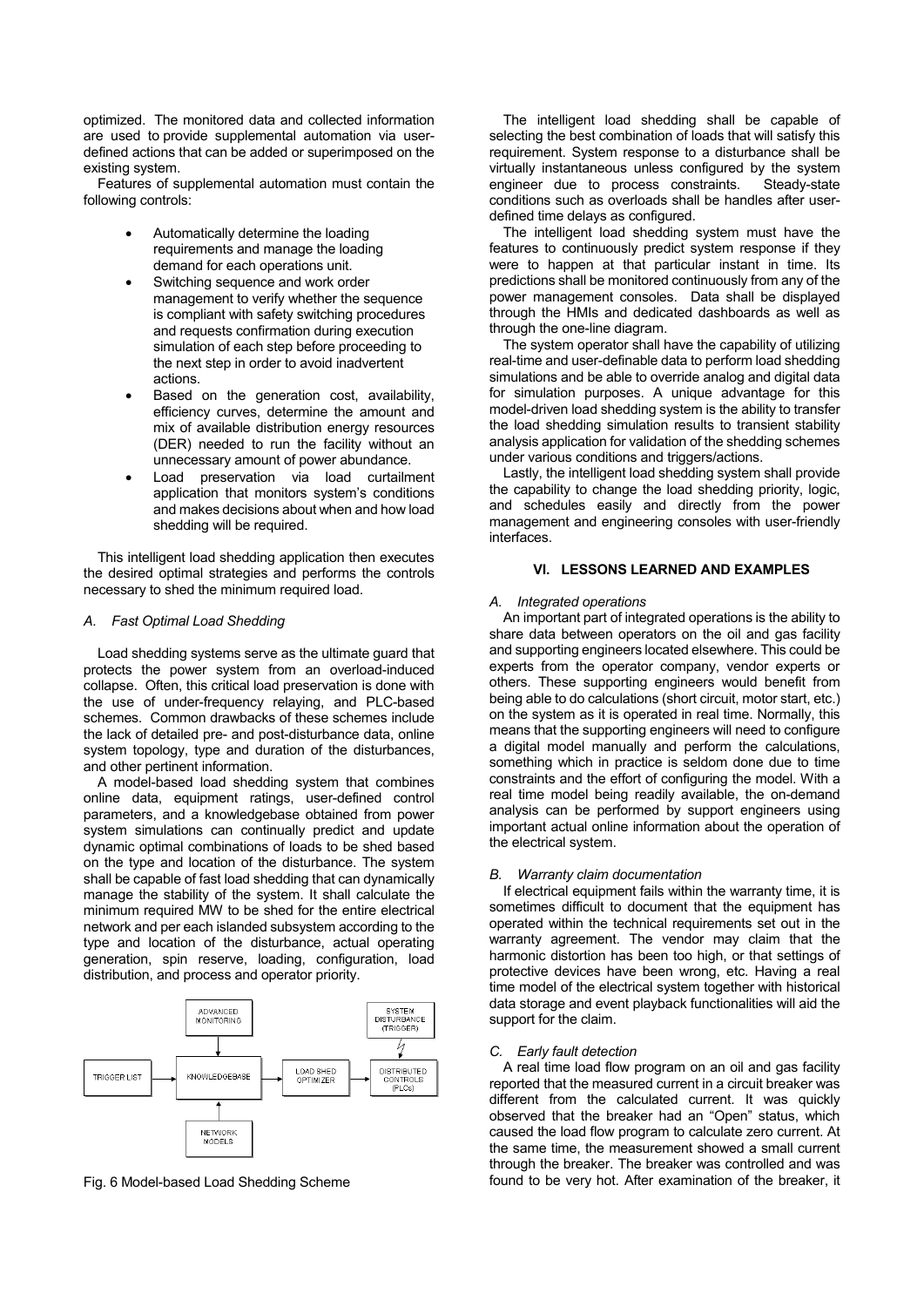optimized. The monitored data and collected information are used to provide supplemental automation via user-defined actions that can be added or superimposed on the existing system.

Features of supplemental automation must contain the following controls:

- Automatically determine the loading requirements and manage the loading demand for each operations unit.
- Switching sequence and work order management to verify whether the sequence is compliant with safety switching procedures and requests confirmation during execution simulation of each step before proceeding to the next step in order to avoid inadvertent actions.
- Based on the generation cost, availability, efficiency curves, determine the amount and mix of available distribution energy resources (DER) needed to run the facility without an unnecessary amount of power abundance.
- Load preservation via load curtailment application that monitors system's conditions and makes decisions about when and how load shedding will be required.

This intelligent load shedding application then executes the desired optimal strategies and performs the controls necessary to shed the minimum required load.

### *A. Fast Optimal Load Shedding*

Load shedding systems serve as the ultimate guard that protects the power system from an overload-induced collapse. Often, this critical load preservation is done with the use of under-frequency relaying, and PLC-based schemes. Common drawbacks of these schemes include the lack of detailed pre- and post-disturbance data, online system topology, type and duration of the disturbances, and other pertinent information.

A model-based load shedding system that combines online data, equipment ratings, user-defined control parameters, and a knowledgebase obtained from power system simulations can continually predict and update dynamic optimal combinations of loads to be shed based on the type and location of the disturbance. The system shall be capable of fast load shedding that can dynamically manage the stability of the system. It shall calculate the minimum required MW to be shed for the entire electrical network and per each islanded subsystem according to the type and location of the disturbance, actual operating generation, spin reserve, loading, configuration, load distribution, and process and operator priority.

Fig. 6 Model-based Load Shedding Scheme

The intelligent load shedding shall be capable of selecting the best combination of loads that will satisfy this requirement. System response to a disturbance shall be virtually instantaneous unless configured by the system engineer due to process constraints. Steady-state conditions such as overloads shall be handles after user-defined time delays as configured.

The intelligent load shedding system must have the features to continuously predict system response if they were to happen at that particular instant in time. Its predictions shall be monitored continuously from any of the power management consoles. Data shall be displayed through the HMIs and dedicated dashboards as well as through the one-line diagram.

The system operator shall have the capability of utilizing real-time and user-definable data to perform load shedding simulations and be able to override analog and digital data for simulation purposes. A unique advantage for this model-driven load shedding system is the ability to transfer the load shedding simulation results to transient stability analysis application for validation of the shedding schemes under various conditions and triggers/actions.

Lastly, the intelligent load shedding system shall provide the capability to change the load shedding priority, logic, and schedules easily and directly from the power management and engineering consoles with user-friendly interfaces.

## VI. LESSONS LEARNED AND EXAMPLES

### *A. Integrated operations*

An important part of integrated operations is the ability to share data between operators on the oil and gas facility and supporting engineers located elsewhere. This could be experts from the operator company, vendor experts or others. These supporting engineers would benefit from being able to do calculations (short circuit, motor start, etc.) on the system as it is operated in real time. Normally, this means that the supporting engineers will need to configure a digital model manually and perform the calculations, something which in practice is seldom done due to time constraints and the effort of configuring the model. With a real time model being readily available, the on-demand analysis can be performed by support engineers using important actual online information about the operation of the electrical system.

### *B. Warranty claim documentation*

If electrical equipment fails within the warranty time, it is sometimes difficult to document that the equipment has operated within the technical requirements set out in the warranty agreement. The vendor may claim that the harmonic distortion has been too high, or that settings of protective devices have been wrong, etc. Having a real time model of the electrical system together with historical data storage and event playback functionalities will aid the support for the claim.

### *C. Early fault detection*

A real time load flow program on an oil and gas facility reported that the measured current in a circuit breaker was different from the calculated current. It was quickly observed that the breaker had an "Open" status, which caused the load flow program to calculate zero current. At the same time, the measurement showed a small current through the breaker. The breaker was controlled and was found to be very hot. After examination of the breaker, it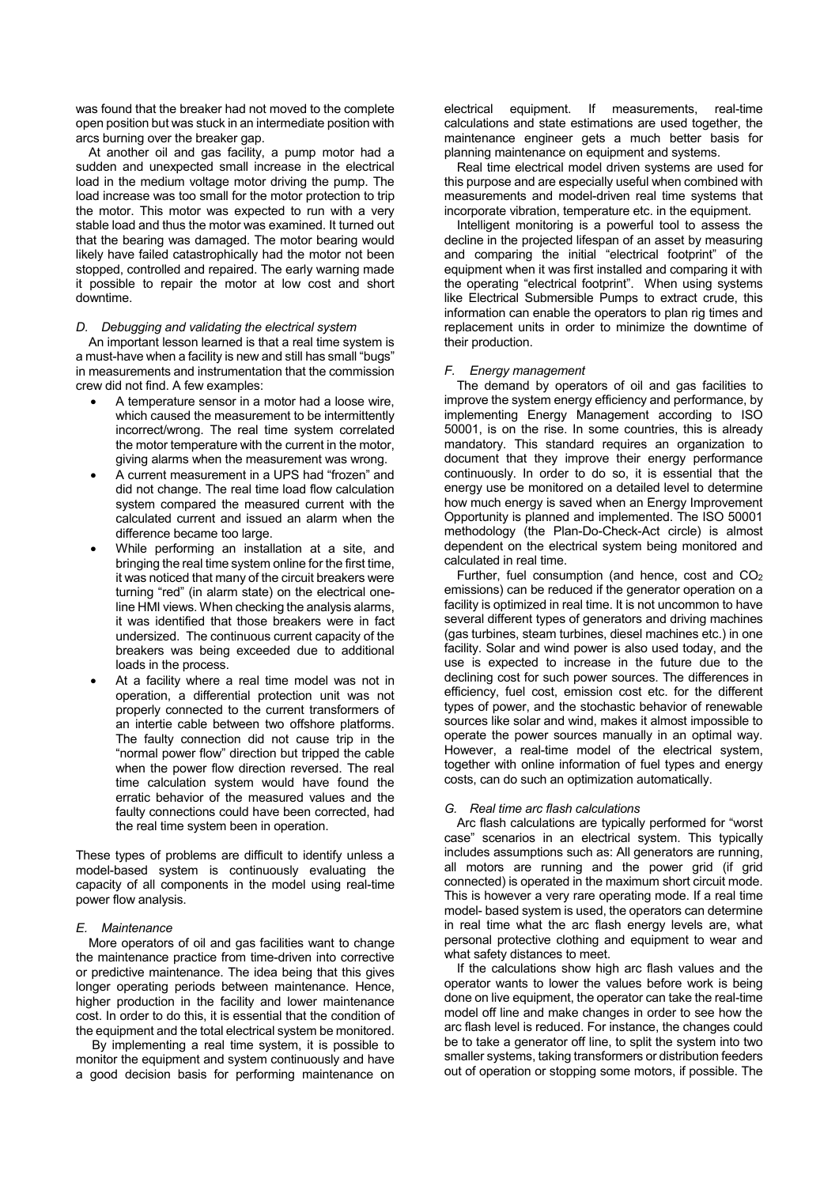was found that the breaker had not moved to the complete open position but was stuck in an intermediate position with arcs burning over the breaker gap.

At another oil and gas facility, a pump motor had a sudden and unexpected small increase in the electrical load in the medium voltage motor driving the pump. The load increase was too small for the motor protection to trip the motor. This motor was expected to run with a very stable load and thus the motor was examined. It turned out that the bearing was damaged. The motor bearing would likely have failed catastrophically had the motor not been stopped, controlled and repaired. The early warning made it possible to repair the motor at low cost and short downtime.

### *D. Debugging and validating the electrical system*

An important lesson learned is that a real time system is a must-have when a facility is new and still has small "bugs" in measurements and instrumentation that the commission crew did not find. A few examples:

- A temperature sensor in a motor had a loose wire, which caused the measurement to be intermittently incorrect/wrong. The real time system correlated the motor temperature with the current in the motor, giving alarms when the measurement was wrong.
- A current measurement in a UPS had "frozen" and did not change. The real time load flow calculation system compared the measured current with the calculated current and issued an alarm when the difference became too large.
- While performing an installation at a site, and bringing the real time system online for the first time, it was noticed that many of the circuit breakers were turning "red" (in alarm state) on the electrical one-line HMI views. When checking the analysis alarms, it was identified that those breakers were in fact undersized. The continuous current capacity of the breakers was being exceeded due to additional loads in the process.
- At a facility where a real time model was not in operation, a differential protection unit was not properly connected to the current transformers of an intertie cable between two offshore platforms. The faulty connection did not cause trip in the "normal power flow" direction but tripped the cable when the power flow direction reversed. The real time calculation system would have found the erratic behavior of the measured values and the faulty connections could have been corrected, had the real time system been in operation.

These types of problems are difficult to identify unless a model-based system is continuously evaluating the capacity of all components in the model using real-time power flow analysis.

### *E. Maintenance*

More operators of oil and gas facilities want to change the maintenance practice from time-driven into corrective or predictive maintenance. The idea being that this gives longer operating periods between maintenance. Hence, higher production in the facility and lower maintenance cost. In order to do this, it is essential that the condition of the equipment and the total electrical system be monitored.

By implementing a real time system, it is possible to monitor the equipment and system continuously and have a good decision basis for performing maintenance on electrical equipment. If measurements, real-time calculations and state estimations are used together, the maintenance engineer gets a much better basis for planning maintenance on equipment and systems.

Real time electrical model driven systems are used for this purpose and are especially useful when combined with measurements and model-driven real time systems that incorporate vibration, temperature etc. in the equipment.

Intelligent monitoring is a powerful tool to assess the decline in the projected lifespan of an asset by measuring and comparing the initial "electrical footprint" of the equipment when it was first installed and comparing it with the operating "electrical footprint". When using systems like Electrical Submersible Pumps to extract crude, this information can enable the operators to plan rig times and replacement units in order to minimize the downtime of their production.

### *F. Energy management*

The demand by operators of oil and gas facilities to improve the system energy efficiency and performance, by implementing Energy Management according to ISO 50001, is on the rise. In some countries, this is already mandatory. This standard requires an organization to document that they improve their energy performance continuously. In order to do so, it is essential that the energy use be monitored on a detailed level to determine how much energy is saved when an Energy Improvement Opportunity is planned and implemented. The ISO 50001 methodology (the Plan-Do-Check-Act circle) is almost dependent on the electrical system being monitored and calculated in real time.

Further, fuel consumption (and hence, cost and $CO_2$ emissions) can be reduced if the generator operation on a facility is optimized in real time. It is not uncommon to have several different types of generators and driving machines (gas turbines, steam turbines, diesel machines etc.) in one facility. Solar and wind power is also used today, and the use is expected to increase in the future due to the declining cost for such power sources. The differences in efficiency, fuel cost, emission cost etc. for the different types of power, and the stochastic behavior of renewable sources like solar and wind, makes it almost impossible to operate the power sources manually in an optimal way. However, a real-time model of the electrical system, together with online information of fuel types and energy costs, can do such an optimization automatically.

### *G. Real time arc flash calculations*

Arc flash calculations are typically performed for "worst case" scenarios in an electrical system. This typically includes assumptions such as: All generators are running, all motors are running and the power grid (if grid connected) is operated in the maximum short circuit mode. This is however a very rare operating mode. If a real time model- based system is used, the operators can determine in real time what the arc flash energy levels are, what personal protective clothing and equipment to wear and what safety distances to meet.

If the calculations show high arc flash values and the operator wants to lower the values before work is being done on live equipment, the operator can take the real-time model off line and make changes in order to see how the arc flash level is reduced. For instance, the changes could be to take a generator off line, to split the system into two smaller systems, taking transformers or distribution feeders out of operation or stopping some motors, if possible. The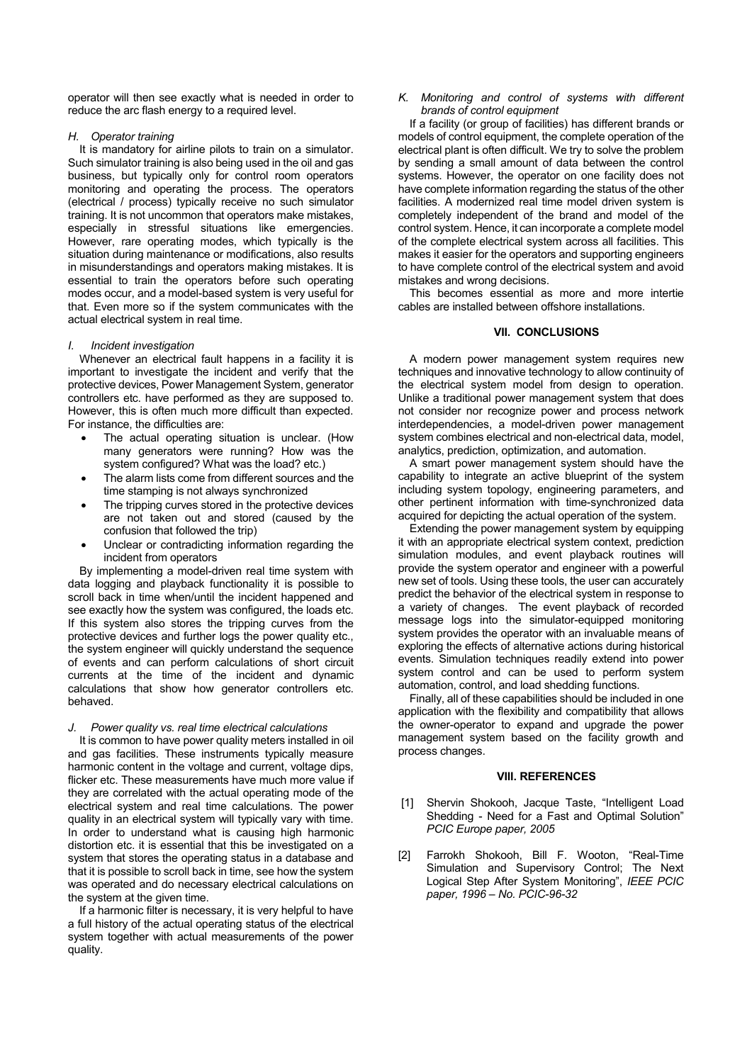operator will then see exactly what is needed in order to reduce the arc flash energy to a required level.

### H. Operator training

It is mandatory for airline pilots to train on a simulator. Such simulator training is also being used in the oil and gas business, but typically only for control room operators monitoring and operating the process. The operators (electrical / process) typically receive no such simulator training. It is not uncommon that operators make mistakes, especially in stressful situations like emergencies. However, rare operating modes, which typically is the situation during maintenance or modifications, also results in misunderstandings and operators making mistakes. It is essential to train the operators before such operating modes occur, and a model-based system is very useful for that. Even more so if the system communicates with the actual electrical system in real time.

### I. Incident investigation

Whenever an electrical fault happens in a facility it is important to investigate the incident and verify that the protective devices, Power Management System, generator controllers etc. have performed as they are supposed to. However, this is often much more difficult than expected. For instance, the difficulties are:

- The actual operating situation is unclear. (How many generators were running? How was the system configured? What was the load? etc.)
- The alarm lists come from different sources and the time stamping is not always synchronized
- The tripping curves stored in the protective devices are not taken out and stored (caused by the confusion that followed the trip)
- Unclear or contradicting information regarding the incident from operators

By implementing a model-driven real time system with data logging and playback functionality it is possible to scroll back in time when/until the incident happened and see exactly how the system was configured, the loads etc. If this system also stores the tripping curves from the protective devices and further logs the power quality etc., the system engineer will quickly understand the sequence of events and can perform calculations of short circuit currents at the time of the incident and dynamic calculations that show how generator controllers etc. behaved.

### J. Power quality vs. real time electrical calculations

It is common to have power quality meters installed in oil and gas facilities. These instruments typically measure harmonic content in the voltage and current, voltage dips, flicker etc. These measurements have much more value if they are correlated with the actual operating mode of the electrical system and real time calculations. The power quality in an electrical system will typically vary with time. In order to understand what is causing high harmonic distortion etc. it is essential that this be investigated on a system that stores the operating status in a database and that it is possible to scroll back in time, see how the system was operated and do necessary electrical calculations on the system at the given time.

If a harmonic filter is necessary, it is very helpful to have a full history of the actual operating status of the electrical system together with actual measurements of the power quality.

### K. Monitoring and control of systems with different brands of control equipment

If a facility (or group of facilities) has different brands or models of control equipment, the complete operation of the electrical plant is often difficult. We try to solve the problem by sending a small amount of data between the control systems. However, the operator on one facility does not have complete information regarding the status of the other facilities. A modernized real time model driven system is completely independent of the brand and model of the control system. Hence, it can incorporate a complete model of the complete electrical system across all facilities. This makes it easier for the operators and supporting engineers to have complete control of the electrical system and avoid mistakes and wrong decisions.

This becomes essential as more and more intertie cables are installed between offshore installations.

## VII. CONCLUSIONS

A modern power management system requires new techniques and innovative technology to allow continuity of the electrical system model from design to operation. Unlike a traditional power management system that does not consider nor recognize power and process network interdependencies, a model-driven power management system combines electrical and non-electrical data, model, analytics, prediction, optimization, and automation.

A smart power management system should have the capability to integrate an active blueprint of the system including system topology, engineering parameters, and other pertinent information with time-synchronized data acquired for depicting the actual operation of the system.

Extending the power management system by equipping it with an appropriate electrical system context, prediction simulation modules, and event playback routines will provide the system operator and engineer with a powerful new set of tools. Using these tools, the user can accurately predict the behavior of the electrical system in response to a variety of changes. The event playback of recorded message logs into the simulator-equipped monitoring system provides the operator with an invaluable means of exploring the effects of alternative actions during historical events. Simulation techniques readily extend into power system control and can be used to perform system automation, control, and load shedding functions.

Finally, all of these capabilities should be included in one application with the flexibility and compatibility that allows the owner-operator to expand and upgrade the power management system based on the facility growth and process changes.

## VIII. REFERENCES

[1] Shervin Shokooh, Jacque Taste, "Intelligent Load Shedding - Need for a Fast and Optimal Solution" *PCIC Europe paper, 2005*

[2] Farrokh Shokooh, Bill F. Wooton, "Real-Time Simulation and Supervisory Control; The Next Logical Step After System Monitoring", *IEEE PCIC paper, 1996 – No. PCIC-96-32*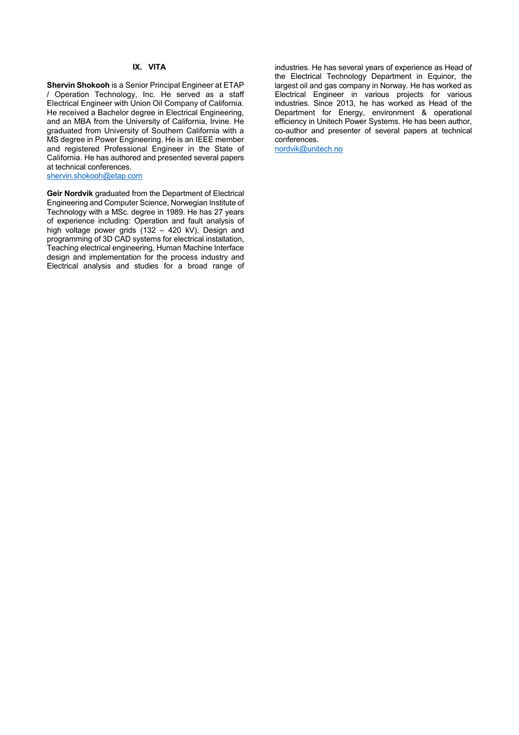## IX. VITA

**Shervin Shokooh** is a Senior Principal Engineer at ETAP / Operation Technology, Inc. He served as a staff Electrical Engineer with Union Oil Company of California. He received a Bachelor degree in Electrical Engineering, and an MBA from the University of California, Irvine. He graduated from University of Southern California with a MS degree in Power Engineering. He is an IEEE member and registered Professional Engineer in the State of California. He has authored and presented several papers at technical conferences.
shervin.shokooh@etap.com

**Geir Nordvik** graduated from the Department of Electrical Engineering and Computer Science, Norwegian Institute of Technology with a MSc. degree in 1989. He has 27 years of experience including: Operation and fault analysis of high voltage power grids (132 – 420 kV), Design and programming of 3D CAD systems for electrical installation, Teaching electrical engineering, Human Machine Interface design and implementation for the process industry and Electrical analysis and studies for a broad range of industries. He has several years of experience as Head of the Electrical Technology Department in Equinor, the largest oil and gas company in Norway. He has worked as Electrical Engineer in various projects for various industries. Since 2013, he has worked as Head of the Department for Energy, environment & operational efficiency in Unitech Power Systems. He has been author, co-author and presenter of several papers at technical conferences.
nordvik@unitech.no